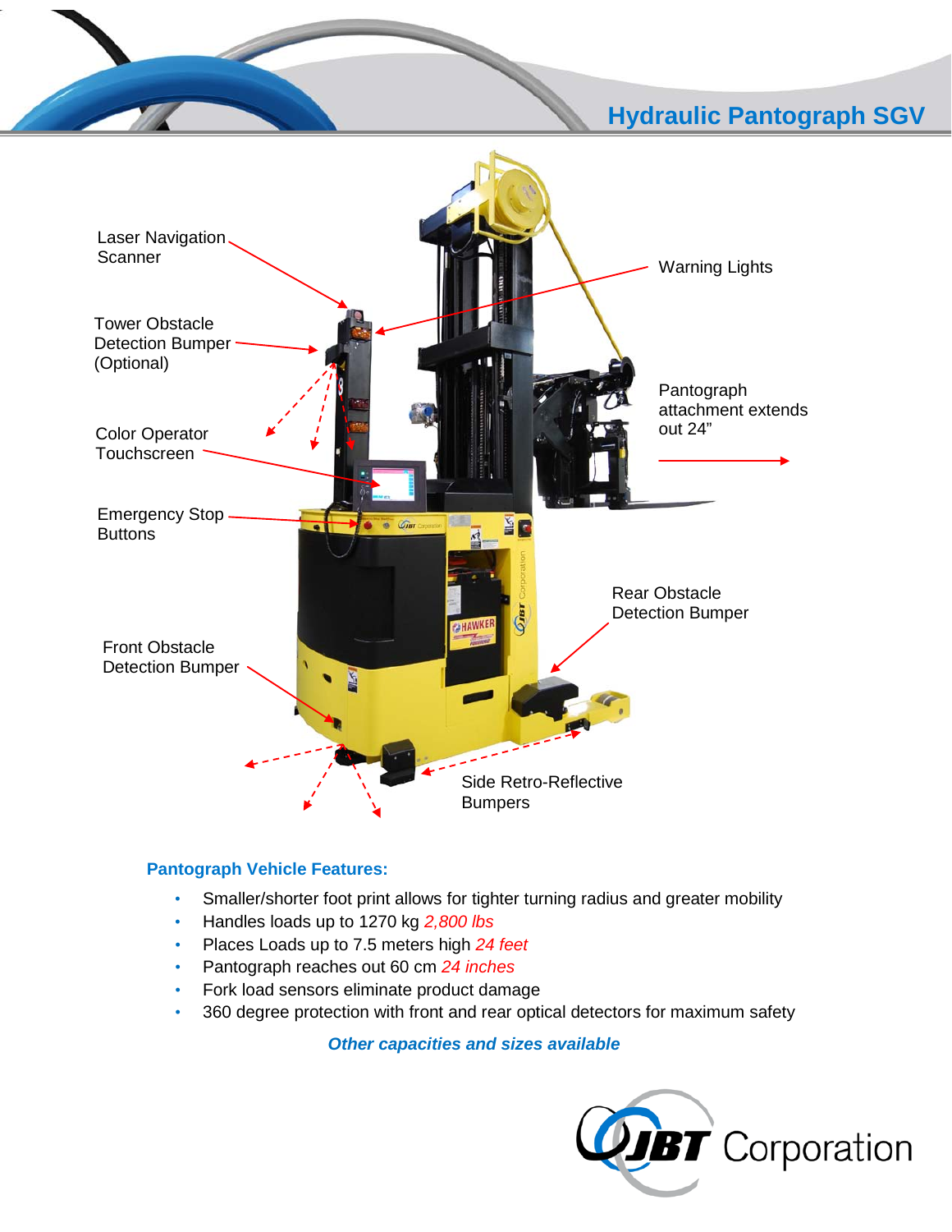# Hydraulic Pantograph SGV

Laser Navigation Scanner

Tower Obstacle Detection Bumper (Optional)

Color Operator Touchscreen

Emergency Stop Buttons

Front Obstacle Detection Bumper

Warning Lights

Pantograph attachment extends out 24”

Rear Obstacle Detection Bumper

Side Retro-Reflective Bumpers

### Pantograph Vehicle Features:

- Smaller/shorter foot print allows for tighter turning radius and greater mobility
- Handles loads up to 1270 kg *2,800 lbs*
- Places Loads up to 7.5 meters high *24 feet*
- Pantograph reaches out 60 cm *24 inches*
- Fork load sensors eliminate product damage
- 360 degree protection with front and rear optical detectors for maximum safety

***Other capacities and sizes available***

JBT Corporation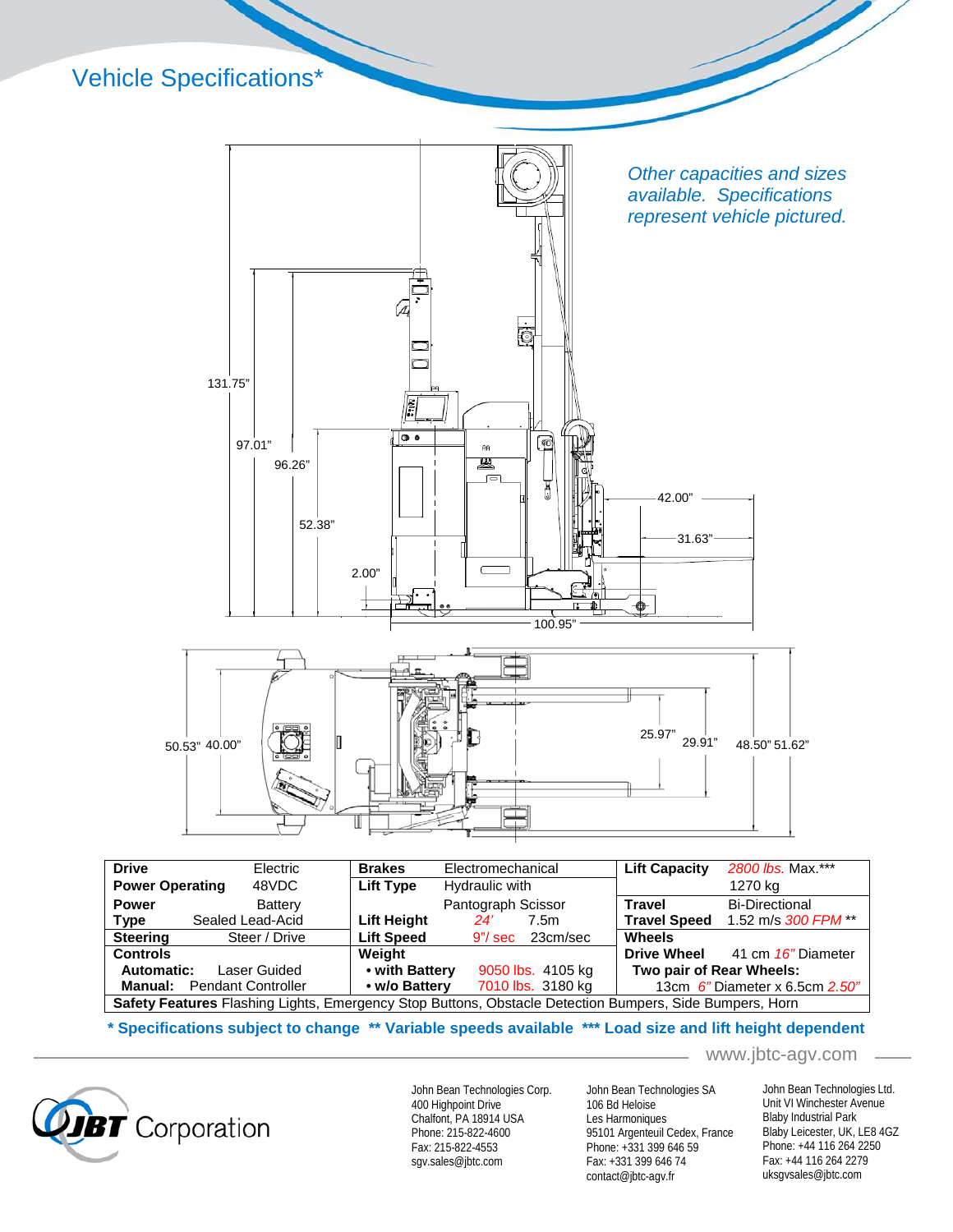# Vehicle Specifications*

*Other capacities and sizes available. Specifications represent vehicle pictured.*

131.75"
97.01"
96.26"
52.38"
2.00"
100.95"
42.00"
31.63"

50.53" 40.00"
25.97"
29.91"
48.50" 51.62"

| | | |
|---|---|---|
| **Drive** Electric | **Brakes** Electromechanical | **Lift Capacity** 2800 lbs. Max.*** 1270 kg |
| **Power Operating** 48VDC | **Lift Type** Hydraulic with Pantograph Scissor | **Travel** Bi-Directional |
| **Power Type** Battery Sealed Lead-Acid | **Lift Height** 24' 7.5m | **Travel Speed** 1.52 m/s 300 FPM ** |
| **Steering** Steer / Drive | **Lift Speed** 9"/ sec 23cm/sec | **Wheels** |
| **Controls** **Automatic:** Laser Guided **Manual:** Pendant Controller | **Weight** **• with Battery** 9050 lbs. 4105 kg **• w/o Battery** 7010 lbs. 3180 kg | **Drive Wheel** 41 cm 16" Diameter **Two pair of Rear Wheels:** 13cm 6" Diameter x 6.5cm 2.50" |
| **Safety Features** Flashing Lights, Emergency Stop Buttons, Obstacle Detection Bumpers, Side Bumpers, Horn | | |

**\* Specifications subject to change ** Variable speeds available *** Load size and lift height dependent**

www.jbtc-agv.com

JBT Corporation

John Bean Technologies Corp.
400 Highpoint Drive
Chalfont, PA 18914 USA
Phone: 215-822-4600
Fax: 215-822-4553
sgv.sales@jbtc.com

John Bean Technologies SA
106 Bd Heloise
Les Harmoniques
95101 Argenteuil Cedex, France
Phone: +331 399 646 59
Fax: +331 399 646 74
contact@jbtc-agv.fr

John Bean Technologies Ltd.
Unit VI Winchester Avenue
Blaby Industrial Park
Blaby Leicester, UK, LE8 4GZ
Phone: +44 116 264 2250
Fax: +44 116 264 2279
uksgvsales@jbtc.com